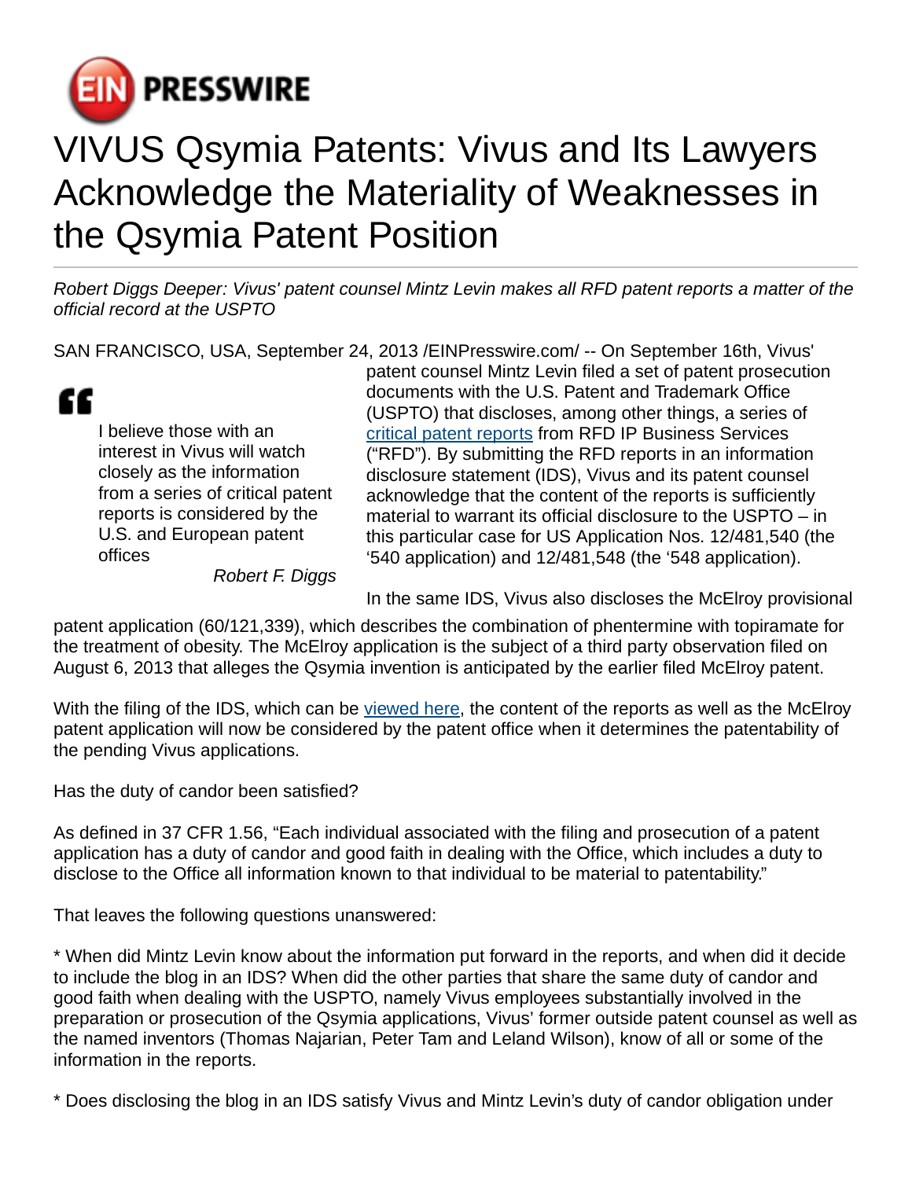EIN PRESSWIRE

# VIVUS Qsymia Patents: Vivus and Its Lawyers Acknowledge the Materiality of Weaknesses in the Qsymia Patent Position

*Robert Diggs Deeper: Vivus' patent counsel Mintz Levin makes all RFD patent reports a matter of the official record at the USPTO*

SAN FRANCISCO, USA, September 24, 2013 /EINPresswire.com/ -- On September 16th, Vivus' patent counsel Mintz Levin filed a set of patent prosecution documents with the U.S. Patent and Trademark Office (USPTO) that discloses, among other things, a series of critical patent reports from RFD IP Business Services ("RFD"). By submitting the RFD reports in an information disclosure statement (IDS), Vivus and its patent counsel acknowledge that the content of the reports is sufficiently material to warrant its official disclosure to the USPTO – in this particular case for US Application Nos. 12/481,540 (the '540 application) and 12/481,548 (the '548 application).

> I believe those with an interest in Vivus will watch closely as the information from a series of critical patent reports is considered by the U.S. and European patent offices
>
> *Robert F. Diggs*

In the same IDS, Vivus also discloses the McElroy provisional patent application (60/121,339), which describes the combination of phentermine with topiramate for the treatment of obesity. The McElroy application is the subject of a third party observation filed on August 6, 2013 that alleges the Qsymia invention is anticipated by the earlier filed McElroy patent.

With the filing of the IDS, which can be viewed here, the content of the reports as well as the McElroy patent application will now be considered by the patent office when it determines the patentability of the pending Vivus applications.

Has the duty of candor been satisfied?

As defined in 37 CFR 1.56, "Each individual associated with the filing and prosecution of a patent application has a duty of candor and good faith in dealing with the Office, which includes a duty to disclose to the Office all information known to that individual to be material to patentability."

That leaves the following questions unanswered:

* When did Mintz Levin know about the information put forward in the reports, and when did it decide to include the blog in an IDS? When did the other parties that share the same duty of candor and good faith when dealing with the USPTO, namely Vivus employees substantially involved in the preparation or prosecution of the Qsymia applications, Vivus' former outside patent counsel as well as the named inventors (Thomas Najarian, Peter Tam and Leland Wilson), know of all or some of the information in the reports.

* Does disclosing the blog in an IDS satisfy Vivus and Mintz Levin's duty of candor obligation under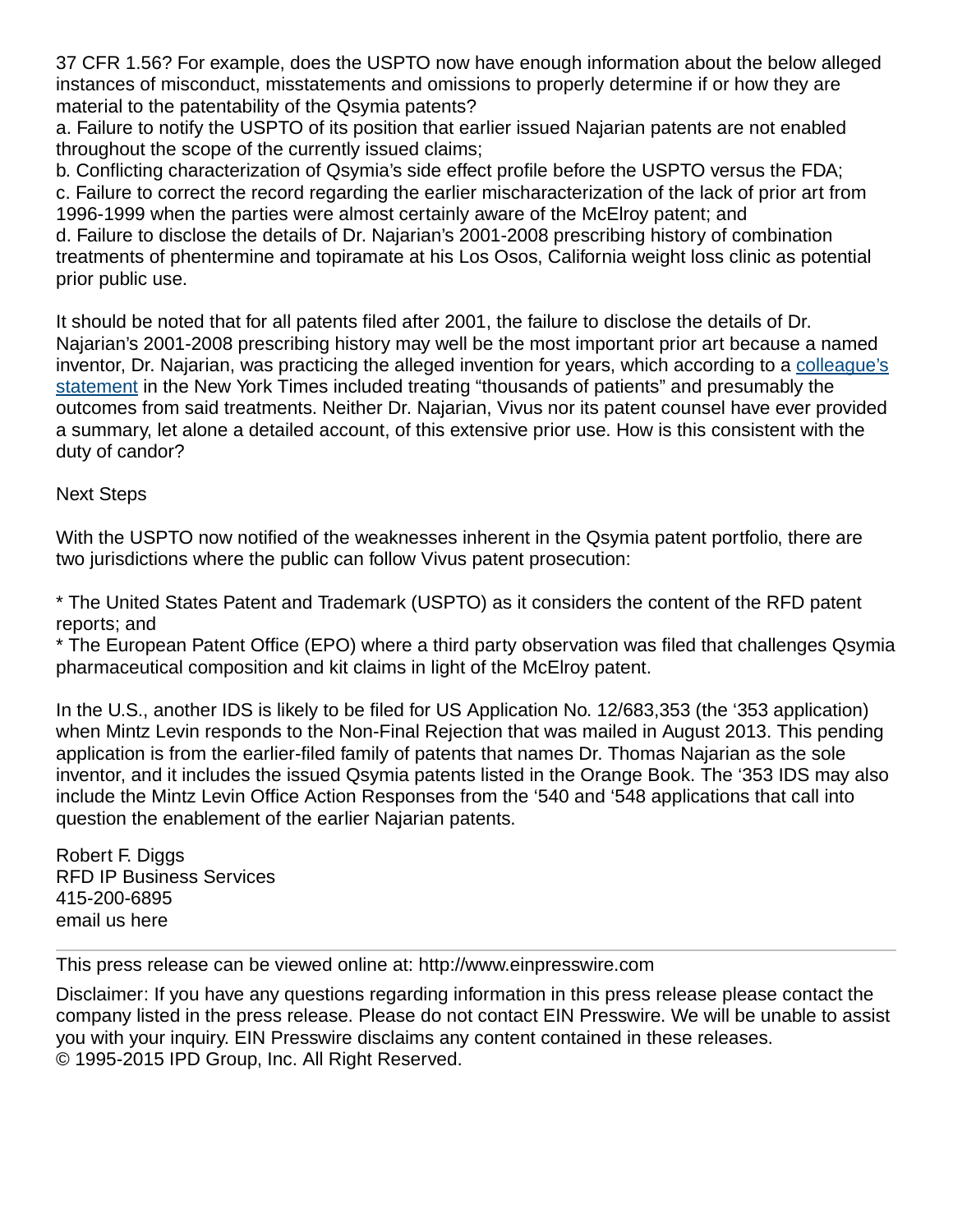37 CFR 1.56? For example, does the USPTO now have enough information about the below alleged instances of misconduct, misstatements and omissions to properly determine if or how they are material to the patentability of the Qsymia patents?
a. Failure to notify the USPTO of its position that earlier issued Najarian patents are not enabled throughout the scope of the currently issued claims;
b. Conflicting characterization of Qsymia's side effect profile before the USPTO versus the FDA;
c. Failure to correct the record regarding the earlier mischaracterization of the lack of prior art from 1996-1999 when the parties were almost certainly aware of the McElroy patent; and
d. Failure to disclose the details of Dr. Najarian's 2001-2008 prescribing history of combination treatments of phentermine and topiramate at his Los Osos, California weight loss clinic as potential prior public use.

It should be noted that for all patents filed after 2001, the failure to disclose the details of Dr. Najarian's 2001-2008 prescribing history may well be the most important prior art because a named inventor, Dr. Najarian, was practicing the alleged invention for years, which according to a colleague's statement in the New York Times included treating "thousands of patients" and presumably the outcomes from said treatments. Neither Dr. Najarian, Vivus nor its patent counsel have ever provided a summary, let alone a detailed account, of this extensive prior use. How is this consistent with the duty of candor?

Next Steps

With the USPTO now notified of the weaknesses inherent in the Qsymia patent portfolio, there are two jurisdictions where the public can follow Vivus patent prosecution:

* The United States Patent and Trademark (USPTO) as it considers the content of the RFD patent reports; and
* The European Patent Office (EPO) where a third party observation was filed that challenges Qsymia pharmaceutical composition and kit claims in light of the McElroy patent.

In the U.S., another IDS is likely to be filed for US Application No. 12/683,353 (the '353 application) when Mintz Levin responds to the Non-Final Rejection that was mailed in August 2013. This pending application is from the earlier-filed family of patents that names Dr. Thomas Najarian as the sole inventor, and it includes the issued Qsymia patents listed in the Orange Book. The '353 IDS may also include the Mintz Levin Office Action Responses from the '540 and '548 applications that call into question the enablement of the earlier Najarian patents.

Robert F. Diggs
RFD IP Business Services
415-200-6895
email us here

This press release can be viewed online at: http://www.einpresswire.com

Disclaimer: If you have any questions regarding information in this press release please contact the company listed in the press release. Please do not contact EIN Presswire. We will be unable to assist you with your inquiry. EIN Presswire disclaims any content contained in these releases.
© 1995-2015 IPD Group, Inc. All Right Reserved.